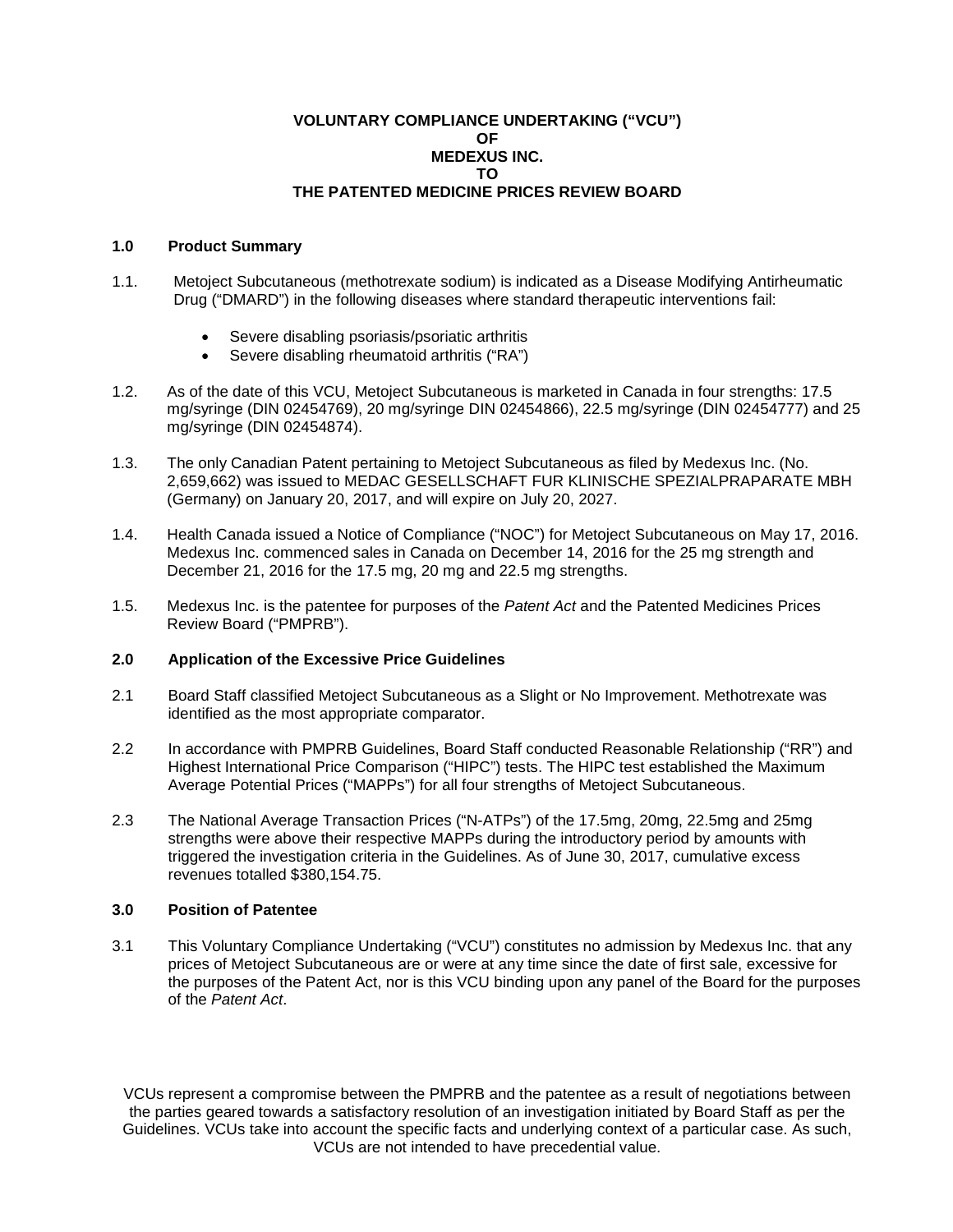**VOLUNTARY COMPLIANCE UNDERTAKING ("VCU")**
**OF**
**MEDEXUS INC.**
**TO**
**THE PATENTED MEDICINE PRICES REVIEW BOARD**

## 1.0 Product Summary

1.1. Metoject Subcutaneous (methotrexate sodium) is indicated as a Disease Modifying Antirheumatic Drug ("DMARD") in the following diseases where standard therapeutic interventions fail:

- Severe disabling psoriasis/psoriatic arthritis
- Severe disabling rheumatoid arthritis ("RA")

1.2. As of the date of this VCU, Metoject Subcutaneous is marketed in Canada in four strengths: 17.5 mg/syringe (DIN 02454769), 20 mg/syringe DIN 02454866), 22.5 mg/syringe (DIN 02454777) and 25 mg/syringe (DIN 02454874).

1.3. The only Canadian Patent pertaining to Metoject Subcutaneous as filed by Medexus Inc. (No. 2,659,662) was issued to MEDAC GESELLSCHAFT FUR KLINISCHE SPEZIALPRAPARATE MBH (Germany) on January 20, 2017, and will expire on July 20, 2027.

1.4. Health Canada issued a Notice of Compliance ("NOC") for Metoject Subcutaneous on May 17, 2016. Medexus Inc. commenced sales in Canada on December 14, 2016 for the 25 mg strength and December 21, 2016 for the 17.5 mg, 20 mg and 22.5 mg strengths.

1.5. Medexus Inc. is the patentee for purposes of the *Patent Act* and the Patented Medicines Prices Review Board ("PMPRB").

## 2.0 Application of the Excessive Price Guidelines

2.1 Board Staff classified Metoject Subcutaneous as a Slight or No Improvement. Methotrexate was identified as the most appropriate comparator.

2.2 In accordance with PMPRB Guidelines, Board Staff conducted Reasonable Relationship ("RR") and Highest International Price Comparison ("HIPC") tests. The HIPC test established the Maximum Average Potential Prices ("MAPPs") for all four strengths of Metoject Subcutaneous.

2.3 The National Average Transaction Prices ("N-ATPs") of the 17.5mg, 20mg, 22.5mg and 25mg strengths were above their respective MAPPs during the introductory period by amounts with triggered the investigation criteria in the Guidelines. As of June 30, 2017, cumulative excess revenues totalled $380,154.75.

## 3.0 Position of Patentee

3.1 This Voluntary Compliance Undertaking ("VCU") constitutes no admission by Medexus Inc. that any prices of Metoject Subcutaneous are or were at any time since the date of first sale, excessive for the purposes of the Patent Act, nor is this VCU binding upon any panel of the Board for the purposes of the *Patent Act*.

VCUs represent a compromise between the PMPRB and the patentee as a result of negotiations between the parties geared towards a satisfactory resolution of an investigation initiated by Board Staff as per the Guidelines. VCUs take into account the specific facts and underlying context of a particular case. As such, VCUs are not intended to have precedential value.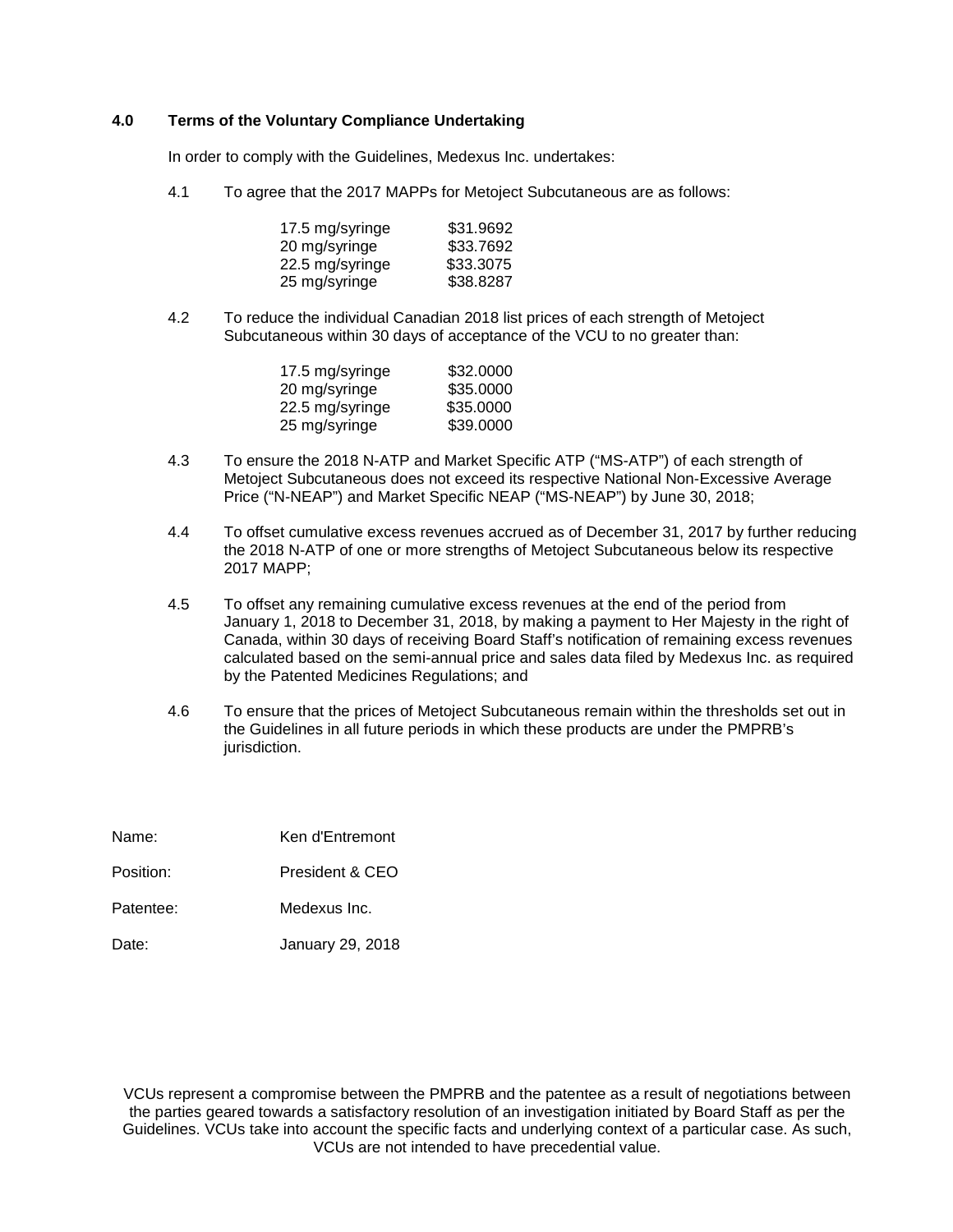### 4.0 Terms of the Voluntary Compliance Undertaking

In order to comply with the Guidelines, Medexus Inc. undertakes:

4.1 To agree that the 2017 MAPPs for Metoject Subcutaneous are as follows:

| | |
|---|---|
| 17.5 mg/syringe | $31.9692 |
| 20 mg/syringe | $33.7692 |
| 22.5 mg/syringe | $33.3075 |
| 25 mg/syringe | $38.8287 |

4.2 To reduce the individual Canadian 2018 list prices of each strength of Metoject Subcutaneous within 30 days of acceptance of the VCU to no greater than:

| | |
|---|---|
| 17.5 mg/syringe | $32.0000 |
| 20 mg/syringe | $35.0000 |
| 22.5 mg/syringe | $35.0000 |
| 25 mg/syringe | $39.0000 |

4.3 To ensure the 2018 N-ATP and Market Specific ATP ("MS-ATP") of each strength of Metoject Subcutaneous does not exceed its respective National Non-Excessive Average Price ("N-NEAP") and Market Specific NEAP ("MS-NEAP") by June 30, 2018;

4.4 To offset cumulative excess revenues accrued as of December 31, 2017 by further reducing the 2018 N-ATP of one or more strengths of Metoject Subcutaneous below its respective 2017 MAPP;

4.5 To offset any remaining cumulative excess revenues at the end of the period from January 1, 2018 to December 31, 2018, by making a payment to Her Majesty in the right of Canada, within 30 days of receiving Board Staff's notification of remaining excess revenues calculated based on the semi-annual price and sales data filed by Medexus Inc. as required by the Patented Medicines Regulations; and

4.6 To ensure that the prices of Metoject Subcutaneous remain within the thresholds set out in the Guidelines in all future periods in which these products are under the PMPRB's jurisdiction.

Name: Ken d'Entremont

Position: President & CEO

Patentee: Medexus Inc.

Date: January 29, 2018

VCUs represent a compromise between the PMPRB and the patentee as a result of negotiations between the parties geared towards a satisfactory resolution of an investigation initiated by Board Staff as per the Guidelines. VCUs take into account the specific facts and underlying context of a particular case. As such, VCUs are not intended to have precedential value.